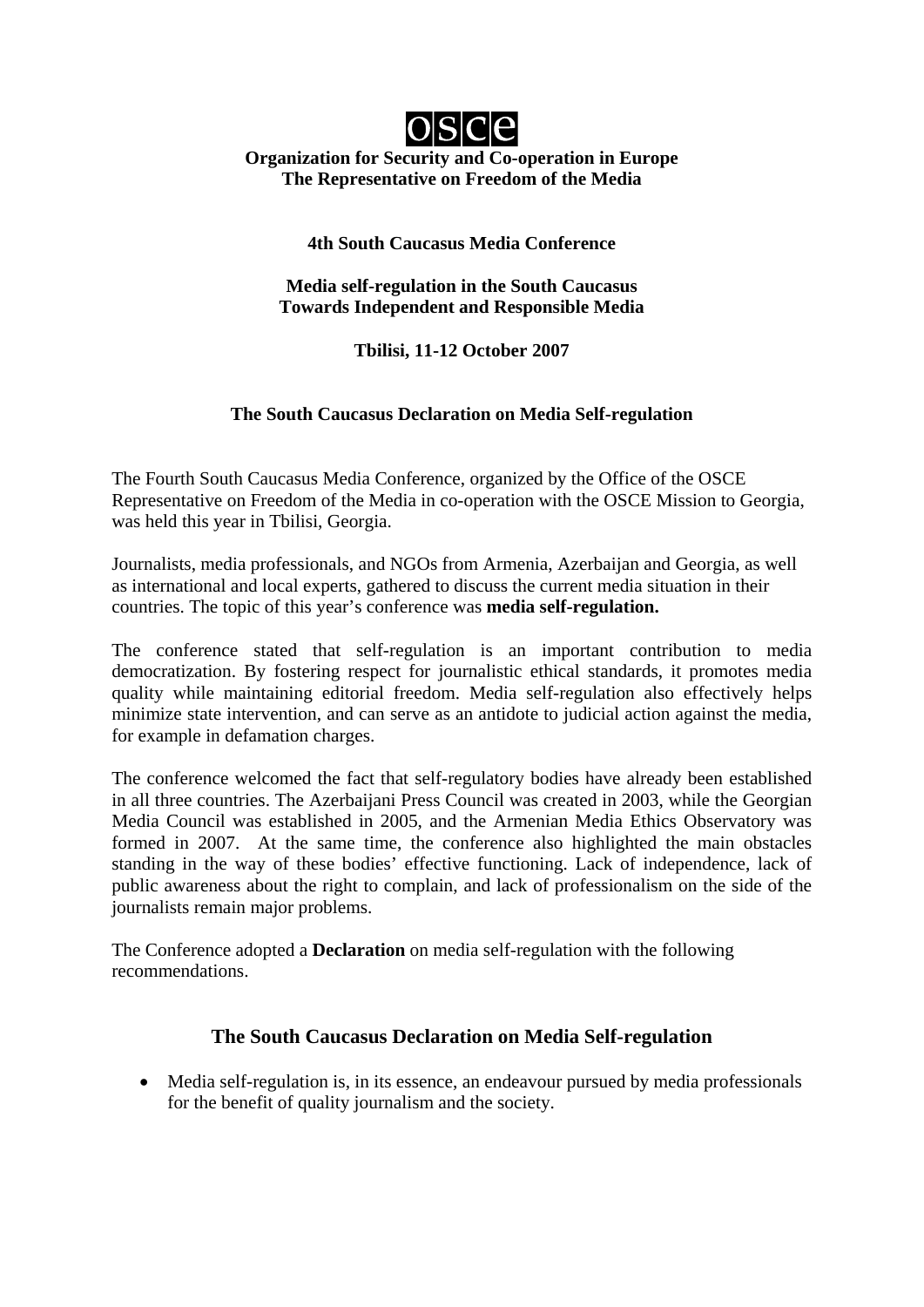**Organization for Security and Co-operation in Europe**
**The Representative on Freedom of the Media**

**4th South Caucasus Media Conference**

**Media self-regulation in the South Caucasus**
**Towards Independent and Responsible Media**

**Tbilisi, 11-12 October 2007**

**The South Caucasus Declaration on Media Self-regulation**

The Fourth South Caucasus Media Conference, organized by the Office of the OSCE Representative on Freedom of the Media in co-operation with the OSCE Mission to Georgia, was held this year in Tbilisi, Georgia.

Journalists, media professionals, and NGOs from Armenia, Azerbaijan and Georgia, as well as international and local experts, gathered to discuss the current media situation in their countries. The topic of this year's conference was **media self-regulation.**

The conference stated that self-regulation is an important contribution to media democratization. By fostering respect for journalistic ethical standards, it promotes media quality while maintaining editorial freedom. Media self-regulation also effectively helps minimize state intervention, and can serve as an antidote to judicial action against the media, for example in defamation charges.

The conference welcomed the fact that self-regulatory bodies have already been established in all three countries. The Azerbaijani Press Council was created in 2003, while the Georgian Media Council was established in 2005, and the Armenian Media Ethics Observatory was formed in 2007. At the same time, the conference also highlighted the main obstacles standing in the way of these bodies' effective functioning. Lack of independence, lack of public awareness about the right to complain, and lack of professionalism on the side of the journalists remain major problems.

The Conference adopted a **Declaration** on media self-regulation with the following recommendations.

## The South Caucasus Declaration on Media Self-regulation

- Media self-regulation is, in its essence, an endeavour pursued by media professionals for the benefit of quality journalism and the society.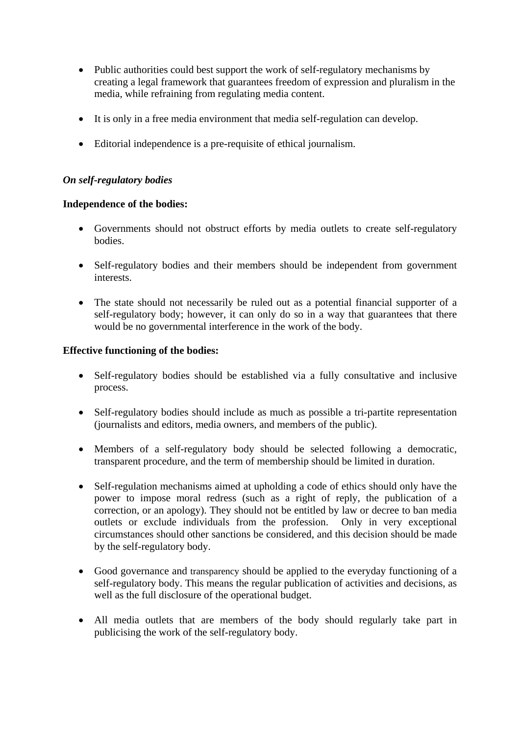- Public authorities could best support the work of self-regulatory mechanisms by creating a legal framework that guarantees freedom of expression and pluralism in the media, while refraining from regulating media content.

- It is only in a free media environment that media self-regulation can develop.

- Editorial independence is a pre-requisite of ethical journalism.

***On self-regulatory bodies***

**Independence of the bodies:**

- Governments should not obstruct efforts by media outlets to create self-regulatory bodies.

- Self-regulatory bodies and their members should be independent from government interests.

- The state should not necessarily be ruled out as a potential financial supporter of a self-regulatory body; however, it can only do so in a way that guarantees that there would be no governmental interference in the work of the body.

**Effective functioning of the bodies:**

- Self-regulatory bodies should be established via a fully consultative and inclusive process.

- Self-regulatory bodies should include as much as possible a tri-partite representation (journalists and editors, media owners, and members of the public).

- Members of a self-regulatory body should be selected following a democratic, transparent procedure, and the term of membership should be limited in duration.

- Self-regulation mechanisms aimed at upholding a code of ethics should only have the power to impose moral redress (such as a right of reply, the publication of a correction, or an apology). They should not be entitled by law or decree to ban media outlets or exclude individuals from the profession. Only in very exceptional circumstances should other sanctions be considered, and this decision should be made by the self-regulatory body.

- Good governance and transparency should be applied to the everyday functioning of a self-regulatory body. This means the regular publication of activities and decisions, as well as the full disclosure of the operational budget.

- All media outlets that are members of the body should regularly take part in publicising the work of the self-regulatory body.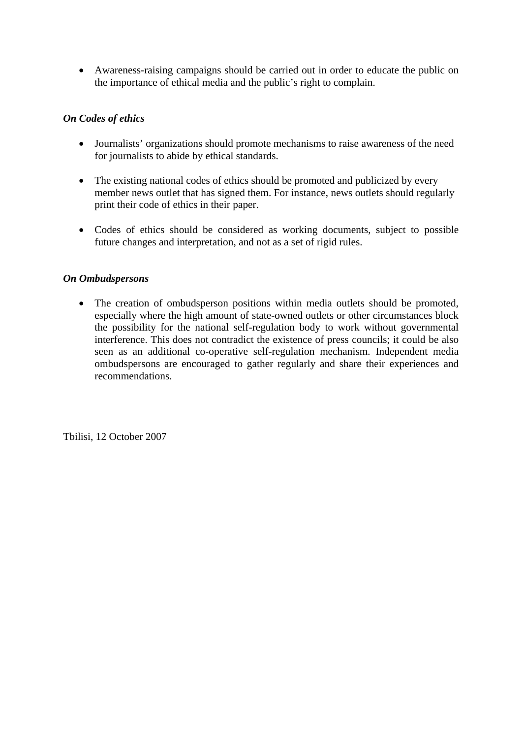- Awareness-raising campaigns should be carried out in order to educate the public on the importance of ethical media and the public's right to complain.

***On Codes of ethics***

- Journalists' organizations should promote mechanisms to raise awareness of the need for journalists to abide by ethical standards.

- The existing national codes of ethics should be promoted and publicized by every member news outlet that has signed them. For instance, news outlets should regularly print their code of ethics in their paper.

- Codes of ethics should be considered as working documents, subject to possible future changes and interpretation, and not as a set of rigid rules.

***On Ombudspersons***

- The creation of ombudsperson positions within media outlets should be promoted, especially where the high amount of state-owned outlets or other circumstances block the possibility for the national self-regulation body to work without governmental interference. This does not contradict the existence of press councils; it could be also seen as an additional co-operative self-regulation mechanism. Independent media ombudspersons are encouraged to gather regularly and share their experiences and recommendations.

Tbilisi, 12 October 2007